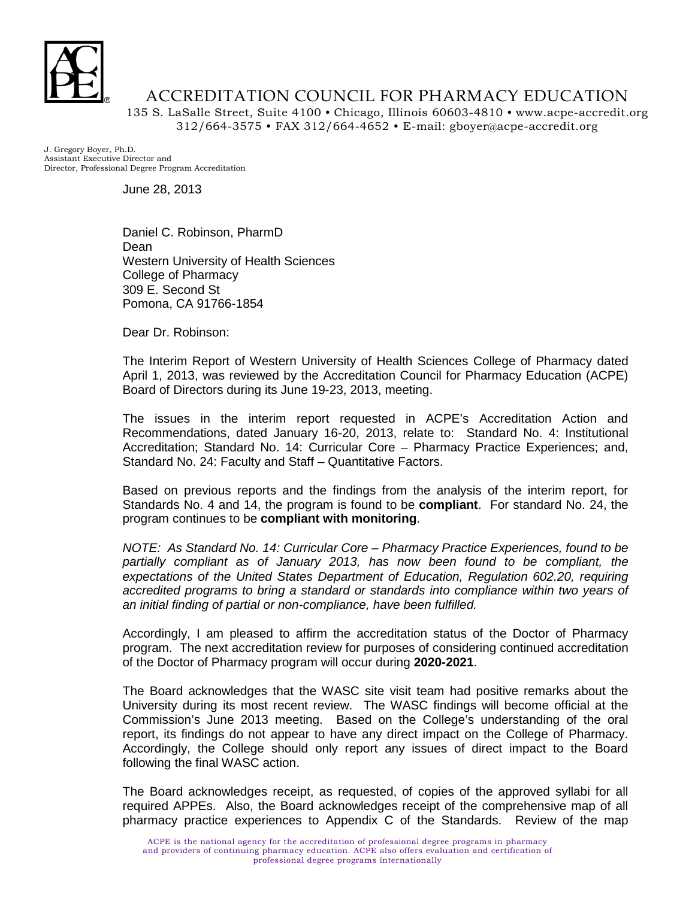# ACCREDITATION COUNCIL FOR PHARMACY EDUCATION

135 S. LaSalle Street, Suite 4100 • Chicago, Illinois 60603-4810 • www.acpe-accredit.org
312/664-3575 • FAX 312/664-4652 • E-mail: gboyer@acpe-accredit.org

J. Gregory Boyer, Ph.D.
Assistant Executive Director and
Director, Professional Degree Program Accreditation

June 28, 2013

Daniel C. Robinson, PharmD
Dean
Western University of Health Sciences
College of Pharmacy
309 E. Second St
Pomona, CA 91766-1854

Dear Dr. Robinson:

The Interim Report of Western University of Health Sciences College of Pharmacy dated April 1, 2013, was reviewed by the Accreditation Council for Pharmacy Education (ACPE) Board of Directors during its June 19-23, 2013, meeting.

The issues in the interim report requested in ACPE's Accreditation Action and Recommendations, dated January 16-20, 2013, relate to: Standard No. 4: Institutional Accreditation; Standard No. 14: Curricular Core – Pharmacy Practice Experiences; and, Standard No. 24: Faculty and Staff – Quantitative Factors.

Based on previous reports and the findings from the analysis of the interim report, for Standards No. 4 and 14, the program is found to be **compliant**. For standard No. 24, the program continues to be **compliant with monitoring**.

*NOTE: As Standard No. 14: Curricular Core – Pharmacy Practice Experiences, found to be partially compliant as of January 2013, has now been found to be compliant, the expectations of the United States Department of Education, Regulation 602.20, requiring accredited programs to bring a standard or standards into compliance within two years of an initial finding of partial or non-compliance, have been fulfilled.*

Accordingly, I am pleased to affirm the accreditation status of the Doctor of Pharmacy program. The next accreditation review for purposes of considering continued accreditation of the Doctor of Pharmacy program will occur during **2020-2021**.

The Board acknowledges that the WASC site visit team had positive remarks about the University during its most recent review. The WASC findings will become official at the Commission's June 2013 meeting. Based on the College's understanding of the oral report, its findings do not appear to have any direct impact on the College of Pharmacy. Accordingly, the College should only report any issues of direct impact to the Board following the final WASC action.

The Board acknowledges receipt, as requested, of copies of the approved syllabi for all required APPEs. Also, the Board acknowledges receipt of the comprehensive map of all pharmacy practice experiences to Appendix C of the Standards. Review of the map

ACPE is the national agency for the accreditation of professional degree programs in pharmacy and providers of continuing pharmacy education. ACPE also offers evaluation and certification of professional degree programs internationally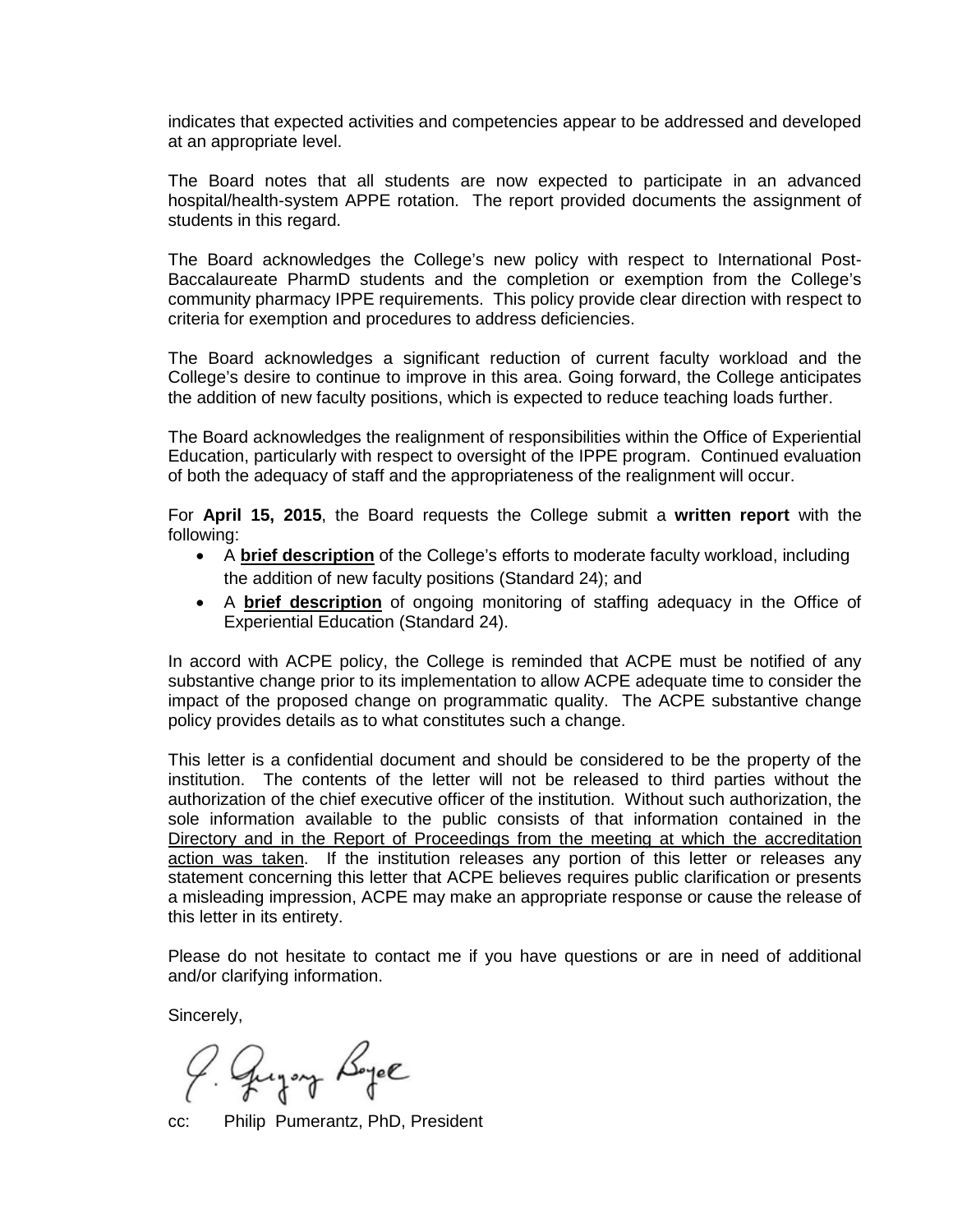indicates that expected activities and competencies appear to be addressed and developed at an appropriate level.

The Board notes that all students are now expected to participate in an advanced hospital/health-system APPE rotation. The report provided documents the assignment of students in this regard.

The Board acknowledges the College's new policy with respect to International Post-Baccalaureate PharmD students and the completion or exemption from the College's community pharmacy IPPE requirements. This policy provide clear direction with respect to criteria for exemption and procedures to address deficiencies.

The Board acknowledges a significant reduction of current faculty workload and the College's desire to continue to improve in this area. Going forward, the College anticipates the addition of new faculty positions, which is expected to reduce teaching loads further.

The Board acknowledges the realignment of responsibilities within the Office of Experiential Education, particularly with respect to oversight of the IPPE program. Continued evaluation of both the adequacy of staff and the appropriateness of the realignment will occur.

For **April 15, 2015**, the Board requests the College submit a **written report** with the following:

- A <u>**brief description**</u> of the College's efforts to moderate faculty workload, including the addition of new faculty positions (Standard 24); and
- A <u>**brief description**</u> of ongoing monitoring of staffing adequacy in the Office of Experiential Education (Standard 24).

In accord with ACPE policy, the College is reminded that ACPE must be notified of any substantive change prior to its implementation to allow ACPE adequate time to consider the impact of the proposed change on programmatic quality. The ACPE substantive change policy provides details as to what constitutes such a change.

This letter is a confidential document and should be considered to be the property of the institution. The contents of the letter will not be released to third parties without the authorization of the chief executive officer of the institution. Without such authorization, the sole information available to the public consists of that information contained in the <u>Directory and in the Report of Proceedings from the meeting at which the accreditation action was taken</u>. If the institution releases any portion of this letter or releases any statement concerning this letter that ACPE believes requires public clarification or presents a misleading impression, ACPE may make an appropriate response or cause the release of this letter in its entirety.

Please do not hesitate to contact me if you have questions or are in need of additional and/or clarifying information.

Sincerely,

J. Gregory Boyce

cc: Philip Pumerantz, PhD, President